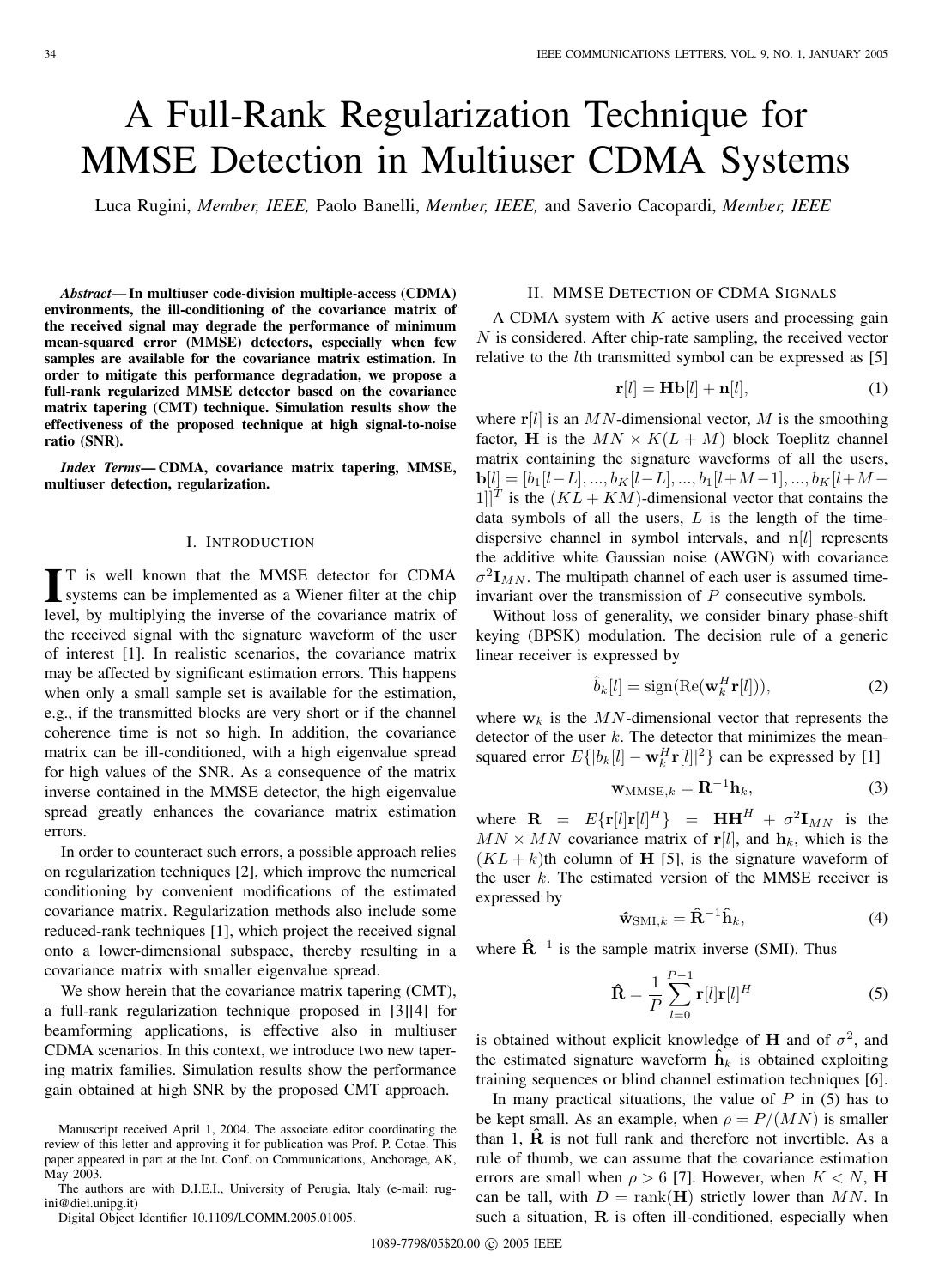# A Full-Rank Regularization Technique for MMSE Detection in Multiuser CDMA Systems

Luca Rugini, *Member, IEEE,* Paolo Banelli, *Member, IEEE,* and Saverio Cacopardi, *Member, IEEE*

***Abstract*— In multiuser code-division multiple-access (CDMA) environments, the ill-conditioning of the covariance matrix of the received signal may degrade the performance of minimum mean-squared error (MMSE) detectors, especially when few samples are available for the covariance matrix estimation. In order to mitigate this performance degradation, we propose a full-rank regularized MMSE detector based on the covariance matrix tapering (CMT) technique. Simulation results show the effectiveness of the proposed technique at high signal-to-noise ratio (SNR).**

***Index Terms*— CDMA, covariance matrix tapering, MMSE, multiuser detection, regularization.**

## I. Introduction

It is well known that the MMSE detector for CDMA systems can be implemented as a Wiener filter at the chip level, by multiplying the inverse of the covariance matrix of the received signal with the signature waveform of the user of interest [1]. In realistic scenarios, the covariance matrix may be affected by significant estimation errors. This happens when only a small sample set is available for the estimation, e.g., if the transmitted blocks are very short or if the channel coherence time is not so high. In addition, the covariance matrix can be ill-conditioned, with a high eigenvalue spread for high values of the SNR. As a consequence of the matrix inverse contained in the MMSE detector, the high eigenvalue spread greatly enhances the covariance matrix estimation errors.

In order to counteract such errors, a possible approach relies on regularization techniques [2], which improve the numerical conditioning by convenient modifications of the estimated covariance matrix. Regularization methods also include some reduced-rank techniques [1], which project the received signal onto a lower-dimensional subspace, thereby resulting in a covariance matrix with smaller eigenvalue spread.

We show herein that the covariance matrix tapering (CMT), a full-rank regularization technique proposed in [3][4] for beamforming applications, is effective also in multiuser CDMA scenarios. In this context, we introduce two new tapering matrix families. Simulation results show the performance gain obtained at high SNR by the proposed CMT approach.

Manuscript received April 1, 2004. The associate editor coordinating the review of this letter and approving it for publication was Prof. P. Cotae. This paper appeared in part at the Int. Conf. on Communications, Anchorage, AK, May 2003.

The authors are with D.I.E.I., University of Perugia, Italy (e-mail: rugini@diei.unipg.it)

Digital Object Identifier 10.1109/LCOMM.2005.01005.

## II. MMSE Detection of CDMA Signals

A CDMA system with $K$ active users and processing gain $N$ is considered. After chip-rate sampling, the received vector relative to the $l$th transmitted symbol can be expressed as [5]

$$\mathbf{r}[l] = \mathbf{H}\mathbf{b}[l] + \mathbf{n}[l], \tag{1}$$

where $\mathbf{r}[l]$ is an $MN$-dimensional vector, $M$ is the smoothing factor, $\mathbf{H}$ is the $MN \times K(L+M)$ block Toeplitz channel matrix containing the signature waveforms of all the users, $\mathbf{b}[l] = [b_1[l-L], ..., b_K[l-L], ..., b_1[l+M-1], ..., b_K[l+M-1]]^T$ is the $(KL+KM)$-dimensional vector that contains the data symbols of all the users, $L$ is the length of the time-dispersive channel in symbol intervals, and $\mathbf{n}[l]$ represents the additive white Gaussian noise (AWGN) with covariance $\sigma^2\mathbf{I}_{MN}$. The multipath channel of each user is assumed time-invariant over the transmission of $P$ consecutive symbols.

Without loss of generality, we consider binary phase-shift keying (BPSK) modulation. The decision rule of a generic linear receiver is expressed by

$$\hat{b}_k[l] = \operatorname{sign}(\operatorname{Re}(\mathbf{w}_k^H \mathbf{r}[l])), \tag{2}$$

where $\mathbf{w}_k$ is the $MN$-dimensional vector that represents the detector of the user $k$. The detector that minimizes the mean-squared error $E\{|b_k[l] - \mathbf{w}_k^H\mathbf{r}[l]|^2\}$ can be expressed by [1]

$$\mathbf{w}_{\mathrm{MMSE},k} = \mathbf{R}^{-1}\mathbf{h}_k, \tag{3}$$

where $\mathbf{R} = E\{\mathbf{r}[l]\mathbf{r}[l]^H\} = \mathbf{H}\mathbf{H}^H + \sigma^2\mathbf{I}_{MN}$ is the $MN \times MN$ covariance matrix of $\mathbf{r}[l]$, and $\mathbf{h}_k$, which is the $(KL+k)$th column of $\mathbf{H}$ [5], is the signature waveform of the user $k$. The estimated version of the MMSE receiver is expressed by

$$\hat{\mathbf{w}}_{\mathrm{SMI},k} = \hat{\mathbf{R}}^{-1}\hat{\mathbf{h}}_k, \tag{4}$$

where $\hat{\mathbf{R}}^{-1}$ is the sample matrix inverse (SMI). Thus

$$\hat{\mathbf{R}} = \frac{1}{P}\sum_{l=0}^{P-1} \mathbf{r}[l]\mathbf{r}[l]^H \tag{5}$$

is obtained without explicit knowledge of $\mathbf{H}$ and of $\sigma^2$, and the estimated signature waveform $\hat{\mathbf{h}}_k$ is obtained exploiting training sequences or blind channel estimation techniques [6].

In many practical situations, the value of $P$ in (5) has to be kept small. As an example, when $\rho = P/(MN)$ is smaller than 1, $\hat{\mathbf{R}}$ is not full rank and therefore not invertible. As a rule of thumb, we can assume that the covariance estimation errors are small when $\rho > 6$ [7]. However, when $K < N$, $\mathbf{H}$ can be tall, with $D = \operatorname{rank}(\mathbf{H})$ strictly lower than $MN$. In such a situation, $\mathbf{R}$ is often ill-conditioned, especially when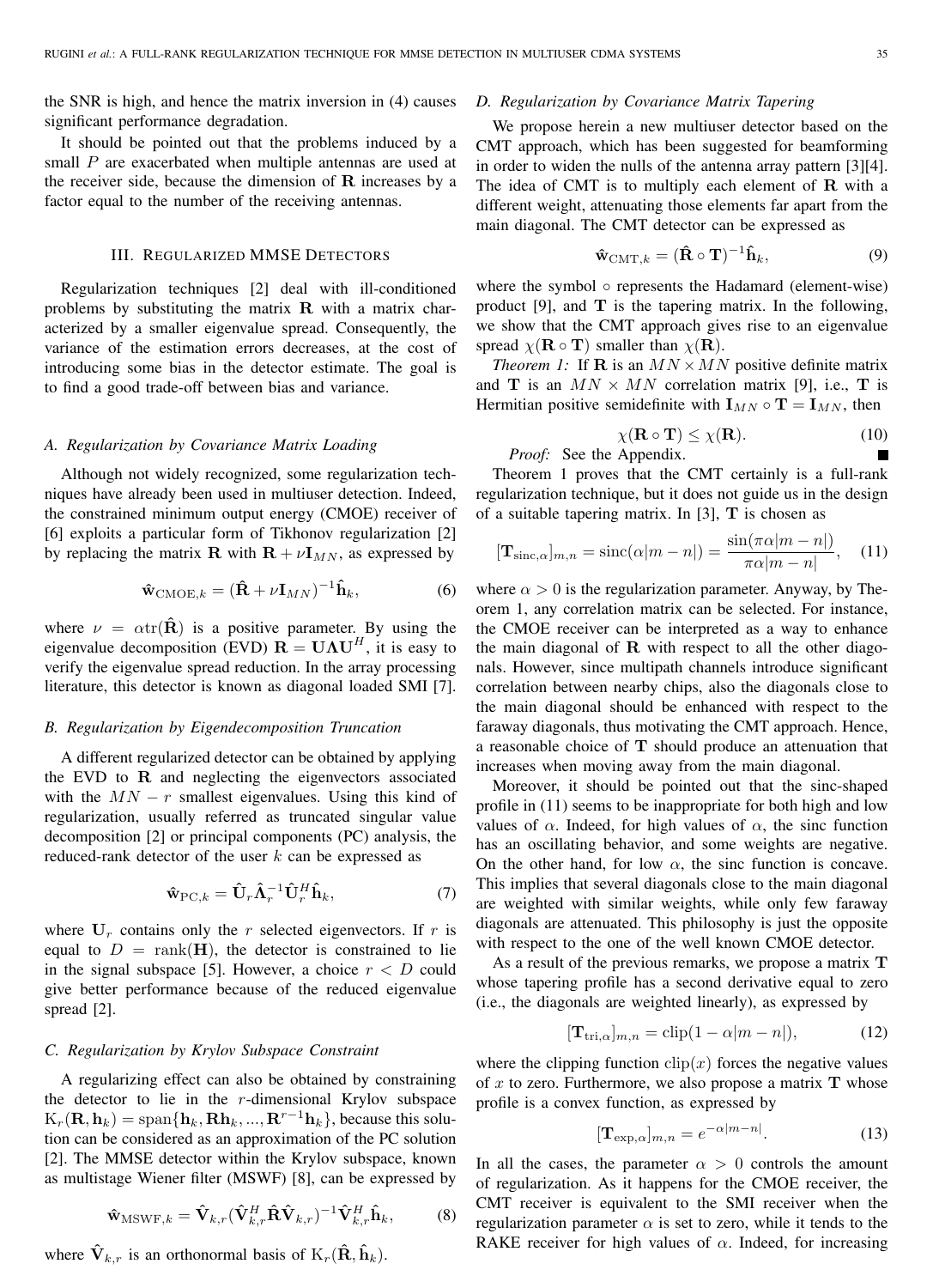the SNR is high, and hence the matrix inversion in (4) causes significant performance degradation.

It should be pointed out that the problems induced by a small $P$ are exacerbated when multiple antennas are used at the receiver side, because the dimension of $\mathbf{R}$ increases by a factor equal to the number of the receiving antennas.

## III. Regularized MMSE Detectors

Regularization techniques [2] deal with ill-conditioned problems by substituting the matrix $\mathbf{R}$ with a matrix characterized by a smaller eigenvalue spread. Consequently, the variance of the estimation errors decreases, at the cost of introducing some bias in the detector estimate. The goal is to find a good trade-off between bias and variance.

### A. Regularization by Covariance Matrix Loading

Although not widely recognized, some regularization techniques have already been used in multiuser detection. Indeed, the constrained minimum output energy (CMOE) receiver of [6] exploits a particular form of Tikhonov regularization [2] by replacing the matrix $\mathbf{R}$ with $\mathbf{R} + \nu \mathbf{I}_{MN}$, as expressed by

$$\hat{\mathbf{w}}_{\mathrm{CMOE},k} = (\hat{\mathbf{R}} + \nu \mathbf{I}_{MN})^{-1} \hat{\mathbf{h}}_k, \tag{6}$$

where $\nu = \alpha \mathrm{tr}(\hat{\mathbf{R}})$ is a positive parameter. By using the eigenvalue decomposition (EVD) $\mathbf{R} = \mathbf{U} \mathbf{\Lambda} \mathbf{U}^H$, it is easy to verify the eigenvalue spread reduction. In the array processing literature, this detector is known as diagonal loaded SMI [7].

### B. Regularization by Eigendecomposition Truncation

A different regularized detector can be obtained by applying the EVD to $\mathbf{R}$ and neglecting the eigenvectors associated with the $MN - r$ smallest eigenvalues. Using this kind of regularization, usually referred as truncated singular value decomposition [2] or principal components (PC) analysis, the reduced-rank detector of the user $k$ can be expressed as

$$\hat{\mathbf{w}}_{\mathrm{PC},k} = \hat{\mathbf{U}}_r \hat{\mathbf{\Lambda}}_r^{-1} \hat{\mathbf{U}}_r^H \hat{\mathbf{h}}_k, \tag{7}$$

where $\mathbf{U}_r$ contains only the $r$ selected eigenvectors. If $r$ is equal to $D = \mathrm{rank}(\mathbf{H})$, the detector is constrained to lie in the signal subspace [5]. However, a choice $r < D$ could give better performance because of the reduced eigenvalue spread [2].

### C. Regularization by Krylov Subspace Constraint

A regularizing effect can also be obtained by constraining the detector to lie in the $r$-dimensional Krylov subspace $\mathrm{K}_r(\mathbf{R}, \mathbf{h}_k) = \mathrm{span}\{\mathbf{h}_k, \mathbf{R}\mathbf{h}_k, ..., \mathbf{R}^{r-1}\mathbf{h}_k\}$, because this solution can be considered as an approximation of the PC solution [2]. The MMSE detector within the Krylov subspace, known as multistage Wiener filter (MSWF) [8], can be expressed by

$$\hat{\mathbf{w}}_{\mathrm{MSWF},k} = \hat{\mathbf{V}}_{k,r} (\hat{\mathbf{V}}_{k,r}^H \hat{\mathbf{R}} \hat{\mathbf{V}}_{k,r})^{-1} \hat{\mathbf{V}}_{k,r}^H \hat{\mathbf{h}}_k, \tag{8}$$

where $\hat{\mathbf{V}}_{k,r}$ is an orthonormal basis of $\mathrm{K}_r(\hat{\mathbf{R}}, \hat{\mathbf{h}}_k)$.

### D. Regularization by Covariance Matrix Tapering

We propose herein a new multiuser detector based on the CMT approach, which has been suggested for beamforming in order to widen the nulls of the antenna array pattern [3][4]. The idea of CMT is to multiply each element of $\mathbf{R}$ with a different weight, attenuating those elements far apart from the main diagonal. The CMT detector can be expressed as

$$\hat{\mathbf{w}}_{\mathrm{CMT},k} = (\hat{\mathbf{R}} \circ \mathbf{T})^{-1} \hat{\mathbf{h}}_k, \tag{9}$$

where the symbol $\circ$ represents the Hadamard (element-wise) product [9], and $\mathbf{T}$ is the tapering matrix. In the following, we show that the CMT approach gives rise to an eigenvalue spread $\chi(\mathbf{R} \circ \mathbf{T})$ smaller than $\chi(\mathbf{R})$.

*Theorem 1:* If $\mathbf{R}$ is an $MN \times MN$ positive definite matrix and $\mathbf{T}$ is an $MN \times MN$ correlation matrix [9], i.e., $\mathbf{T}$ is Hermitian positive semidefinite with $\mathbf{I}_{MN} \circ \mathbf{T} = \mathbf{I}_{MN}$, then

$$\chi(\mathbf{R} \circ \mathbf{T}) \leq \chi(\mathbf{R}). \tag{10}$$

*Proof:* See the Appendix. ∎

Theorem 1 proves that the CMT certainly is a full-rank regularization technique, but it does not guide us in the design of a suitable tapering matrix. In [3], $\mathbf{T}$ is chosen as

$$[\mathbf{T}_{\mathrm{sinc},\alpha}]_{m,n} = \mathrm{sinc}(\alpha|m-n|) = \frac{\sin(\pi\alpha|m-n|)}{\pi\alpha|m-n|}, \tag{11}$$

where $\alpha > 0$ is the regularization parameter. Anyway, by Theorem 1, any correlation matrix can be selected. For instance, the CMOE receiver can be interpreted as a way to enhance the main diagonal of $\mathbf{R}$ with respect to all the other diagonals. However, since multipath channels introduce significant correlation between nearby chips, also the diagonals close to the main diagonal should be enhanced with respect to the faraway diagonals, thus motivating the CMT approach. Hence, a reasonable choice of $\mathbf{T}$ should produce an attenuation that increases when moving away from the main diagonal.

Moreover, it should be pointed out that the sinc-shaped profile in (11) seems to be inappropriate for both high and low values of $\alpha$. Indeed, for high values of $\alpha$, the sinc function has an oscillating behavior, and some weights are negative. On the other hand, for low $\alpha$, the sinc function is concave. This implies that several diagonals close to the main diagonal are weighted with similar weights, while only few faraway diagonals are attenuated. This philosophy is just the opposite with respect to the one of the well known CMOE detector.

As a result of the previous remarks, we propose a matrix $\mathbf{T}$ whose tapering profile has a second derivative equal to zero (i.e., the diagonals are weighted linearly), as expressed by

$$[\mathbf{T}_{\mathrm{tri},\alpha}]_{m,n} = \mathrm{clip}(1 - \alpha|m-n|), \tag{12}$$

where the clipping function $\mathrm{clip}(x)$ forces the negative values of $x$ to zero. Furthermore, we also propose a matrix $\mathbf{T}$ whose profile is a convex function, as expressed by

$$[\mathbf{T}_{\mathrm{exp},\alpha}]_{m,n} = e^{-\alpha|m-n|}. \tag{13}$$

In all the cases, the parameter $\alpha > 0$ controls the amount of regularization. As it happens for the CMOE receiver, the CMT receiver is equivalent to the SMI receiver when the regularization parameter $\alpha$ is set to zero, while it tends to the RAKE receiver for high values of $\alpha$. Indeed, for increasing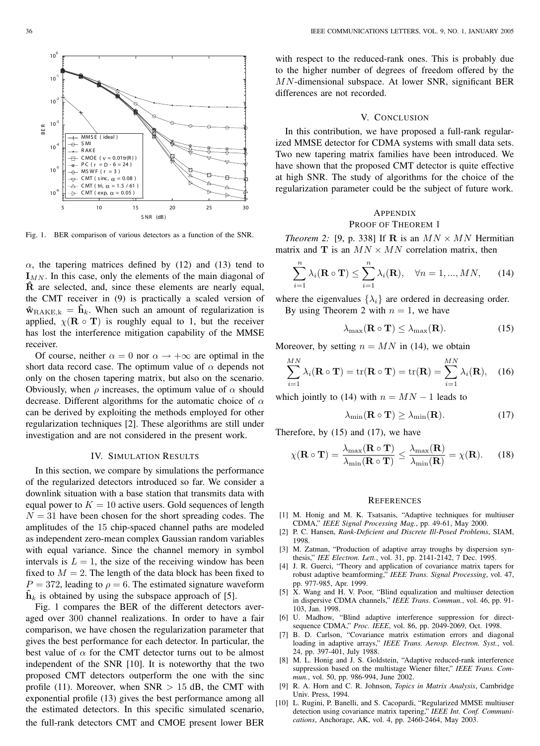10^0

10^-1

10^-2

10^-3

10^-4

10^-5

10^-6

BER

5 10 15 20 25 30

SNR (dB)

MMSE ( ideal )
SMI
RAKE
CMOE ( ν = 0.01tr(R) )
PC ( r = D · 6 = 24 )
MSWF ( r = 3 )
CMT ( sinc, α = 0.08 )
CMT ( tri, α = 1.5 / 61 )
CMT ( exp, α = 0.05 )

Fig. 1. BER comparison of various detectors as a function of the SNR.

$\alpha$, the tapering matrices defined by (12) and (13) tend to $\mathbf{I}_{MN}$. In this case, only the elements of the main diagonal of $\hat{\mathbf{R}}$ are selected, and, since these elements are nearly equal, the CMT receiver in (9) is practically a scaled version of $\hat{\mathbf{w}}_{\text{RAKE,k}} = \hat{\mathbf{h}}_k$. When such an amount of regularization is applied, $\chi(\mathbf{R} \circ \mathbf{T})$ is roughly equal to 1, but the receiver has lost the interference mitigation capability of the MMSE receiver.

Of course, neither $\alpha = 0$ nor $\alpha \to +\infty$ are optimal in the short data record case. The optimum value of $\alpha$ depends not only on the chosen tapering matrix, but also on the scenario. Obviously, when $\rho$ increases, the optimum value of $\alpha$ should decrease. Different algorithms for the automatic choice of $\alpha$ can be derived by exploiting the methods employed for other regularization techniques [2]. These algorithms are still under investigation and are not considered in the present work.

## IV. Simulation Results

In this section, we compare by simulations the performance of the regularized detectors introduced so far. We consider a downlink situation with a base station that transmits data with equal power to $K = 10$ active users. Gold sequences of length $N = 31$ have been chosen for the short spreading codes. The amplitudes of the 15 chip-spaced channel paths are modeled as independent zero-mean complex Gaussian random variables with equal variance. Since the channel memory in symbol intervals is $L = 1$, the size of the receiving window has been fixed to $M = 2$. The length of the data block has been fixed to $P = 372$, leading to $\rho = 6$. The estimated signature waveform $\hat{\mathbf{h}}_k$ is obtained by using the subspace approach of [5].

Fig. 1 compares the BER of the different detectors averaged over 300 channel realizations. In order to have a fair comparison, we have chosen the regularization parameter that gives the best performance for each detector. In particular, the best value of $\alpha$ for the CMT detector turns out to be almost independent of the SNR [10]. It is noteworthy that the two proposed CMT detectors outperform the one with the sinc profile (11). Moreover, when SNR $> 15$ dB, the CMT with exponential profile (13) gives the best performance among all the estimated detectors. In this specific simulated scenario, the full-rank detectors CMT and CMOE present lower BER with respect to the reduced-rank ones. This is probably due to the higher number of degrees of freedom offered by the $MN$-dimensional subspace. At lower SNR, significant BER differences are not recorded.

## V. Conclusion

In this contribution, we have proposed a full-rank regularized MMSE detector for CDMA systems with small data sets. Two new tapering matrix families have been introduced. We have shown that the proposed CMT detector is quite effective at high SNR. The study of algorithms for the choice of the regularization parameter could be the subject of future work.

## Appendix
## Proof of Theorem 1

*Theorem 2:* [9, p. 338] If $\mathbf{R}$ is an $MN \times MN$ Hermitian matrix and $\mathbf{T}$ is an $MN \times MN$ correlation matrix, then

$$\sum_{i=1}^{n} \lambda_i(\mathbf{R} \circ \mathbf{T}) \leq \sum_{i=1}^{n} \lambda_i(\mathbf{R}), \quad \forall n = 1, ..., MN, \tag{14}$$

where the eigenvalues $\{\lambda_i\}$ are ordered in decreasing order.

By using Theorem 2 with $n = 1$, we have

$$\lambda_{\max}(\mathbf{R} \circ \mathbf{T}) \leq \lambda_{\max}(\mathbf{R}). \tag{15}$$

Moreover, by setting $n = MN$ in (14), we obtain

$$\sum_{i=1}^{MN} \lambda_i(\mathbf{R} \circ \mathbf{T}) = \text{tr}(\mathbf{R} \circ \mathbf{T}) = \text{tr}(\mathbf{R}) = \sum_{i=1}^{MN} \lambda_i(\mathbf{R}), \tag{16}$$

which jointly to (14) with $n = MN - 1$ leads to

$$\lambda_{\min}(\mathbf{R} \circ \mathbf{T}) \geq \lambda_{\min}(\mathbf{R}). \tag{17}$$

Therefore, by (15) and (17), we have

$$\chi(\mathbf{R} \circ \mathbf{T}) = \frac{\lambda_{\max}(\mathbf{R} \circ \mathbf{T})}{\lambda_{\min}(\mathbf{R} \circ \mathbf{T})} \leq \frac{\lambda_{\max}(\mathbf{R})}{\lambda_{\min}(\mathbf{R})} = \chi(\mathbf{R}). \tag{18}$$

## References

[1] M. Honig and M. K. Tsatsanis, "Adaptive techniques for multiuser CDMA," *IEEE Signal Processing Mag.*, pp. 49-61, May 2000.

[2] P. C. Hansen, *Rank-Deficient and Discrete Ill-Posed Problems*, SIAM, 1998.

[3] M. Zatman, "Production of adaptive array troughs by dispersion synthesis," *IEE Electron. Lett.*, vol. 31, pp. 2141-2142, 7 Dec. 1995.

[4] J. R. Guerci, "Theory and application of covariance matrix tapers for robust adaptive beamforming," *IEEE Trans. Signal Processing*, vol. 47, pp. 977-985, Apr. 1999.

[5] X. Wang and H. V. Poor, "Blind equalization and multiuser detection in dispersive CDMA channels," *IEEE Trans. Commun.*, vol. 46, pp. 91-103, Jan. 1998.

[6] U. Madhow, "Blind adaptive interference suppression for direct-sequence CDMA," *Proc. IEEE*, vol. 86, pp. 2049-2069, Oct. 1998.

[7] B. D. Carlson, "Covariance matrix estimation errors and diagonal loading in adaptive arrays," *IEEE Trans. Aerosp. Electron. Syst.*, vol. 24, pp. 397-401, July 1988.

[8] M. L. Honig and J. S. Goldstein, "Adaptive reduced-rank interference suppression based on the multistage Wiener filter," *IEEE Trans. Commun.*, vol. 50, pp. 986-994, June 2002.

[9] R. A. Horn and C. R. Johnson, *Topics in Matrix Analysis*, Cambridge Univ. Press, 1994.

[10] L. Rugini, P. Banelli, and S. Cacopardi, "Regularized MMSE multiuser detection using covariance matrix tapering," *IEEE Int. Conf. Communications*, Anchorage, AK, vol. 4, pp. 2460-2464, May 2003.